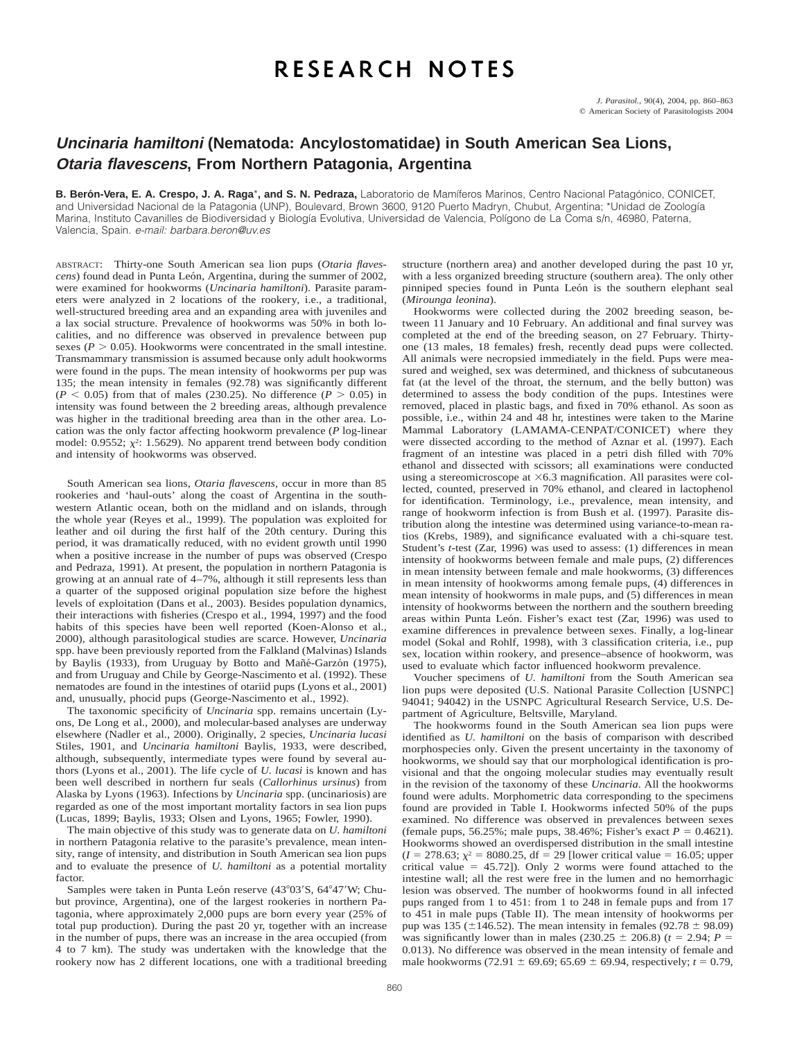# RESEARCH NOTES

## *Uncinaria hamiltoni* (Nematoda: Ancylostomatidae) in South American Sea Lions, *Otaria flavescens*, From Northern Patagonia, Argentina

**B. Berón-Vera, E. A. Crespo, J. A. Raga*, and S. N. Pedraza,** Laboratorio de Mamíferos Marinos, Centro Nacional Patagónico, CONICET, and Universidad Nacional de la Patagonia (UNP), Boulevard, Brown 3600, 9120 Puerto Madryn, Chubut, Argentina; *Unidad de Zoología Marina, Instituto Cavanilles de Biodiversidad y Biología Evolutiva, Universidad de Valencia, Polígono de La Coma s/n, 46980, Paterna, Valencia, Spain. *e-mail: barbara.beron@uv.es*

ABSTRACT: Thirty-one South American sea lion pups (*Otaria flavescens*) found dead in Punta León, Argentina, during the summer of 2002, were examined for hookworms (*Uncinaria hamiltoni*). Parasite parameters were analyzed in 2 locations of the rookery, i.e., a traditional, well-structured breeding area and an expanding area with juveniles and a lax social structure. Prevalence of hookworms was 50% in both localities, and no difference was observed in prevalence between pup sexes ($P > 0.05$). Hookworms were concentrated in the small intestine. Transmammary transmission is assumed because only adult hookworms were found in the pups. The mean intensity of hookworms per pup was 135; the mean intensity in females (92.78) was significantly different ($P < 0.05$) from that of males (230.25). No difference ($P > 0.05$) in intensity was found between the 2 breeding areas, although prevalence was higher in the traditional breeding area than in the other area. Location was the only factor affecting hookworm prevalence ($P$ log-linear model: 0.9552; $\chi^2$: 1.5629). No apparent trend between body condition and intensity of hookworms was observed.

South American sea lions, *Otaria flavescens*, occur in more than 85 rookeries and 'haul-outs' along the coast of Argentina in the southwestern Atlantic ocean, both on the midland and on islands, through the whole year (Reyes et al., 1999). The population was exploited for leather and oil during the first half of the 20th century. During this period, it was dramatically reduced, with no evident growth until 1990 when a positive increase in the number of pups was observed (Crespo and Pedraza, 1991). At present, the population in northern Patagonia is growing at an annual rate of 4–7%, although it still represents less than a quarter of the supposed original population size before the highest levels of exploitation (Dans et al., 2003). Besides population dynamics, their interactions with fisheries (Crespo et al., 1994, 1997) and the food habits of this species have been well reported (Koen-Alonso et al., 2000), although parasitological studies are scarce. However, *Uncinaria* spp. have been previously reported from the Falkland (Malvinas) Islands by Baylis (1933), from Uruguay by Botto and Mañé-Garzón (1975), and from Uruguay and Chile by George-Nascimento et al. (1992). These nematodes are found in the intestines of otariid pups (Lyons et al., 2001) and, unusually, phocid pups (George-Nascimento et al., 1992).

The taxonomic specificity of *Uncinaria* spp. remains uncertain (Lyons, De Long et al., 2000), and molecular-based analyses are underway elsewhere (Nadler et al., 2000). Originally, 2 species, *Uncinaria lucasi* Stiles, 1901, and *Uncinaria hamiltoni* Baylis, 1933, were described, although, subsequently, intermediate types were found by several authors (Lyons et al., 2001). The life cycle of *U. lucasi* is known and has been well described in northern fur seals (*Callorhinus ursinus*) from Alaska by Lyons (1963). Infections by *Uncinaria* spp. (uncinariosis) are regarded as one of the most important mortality factors in sea lion pups (Lucas, 1899; Baylis, 1933; Olsen and Lyons, 1965; Fowler, 1990).

The main objective of this study was to generate data on *U. hamiltoni* in northern Patagonia relative to the parasite's prevalence, mean intensity, range of intensity, and distribution in South American sea lion pups and to evaluate the presence of *U. hamiltoni* as a potential mortality factor.

Samples were taken in Punta León reserve (43°03′S, 64°47′W; Chubut province, Argentina), one of the largest rookeries in northern Patagonia, where approximately 2,000 pups are born every year (25% of total pup production). During the past 20 yr, together with an increase in the number of pups, there was an increase in the area occupied (from 4 to 7 km). The study was undertaken with the knowledge that the rookery now has 2 different locations, one with a traditional breeding structure (northern area) and another developed during the past 10 yr, with a less organized breeding structure (southern area). The only other pinniped species found in Punta León is the southern elephant seal (*Mirounga leonina*).

Hookworms were collected during the 2002 breeding season, between 11 January and 10 February. An additional and final survey was completed at the end of the breeding season, on 27 February. Thirty-one (13 males, 18 females) fresh, recently dead pups were collected. All animals were necropsied immediately in the field. Pups were measured and weighed, sex was determined, and thickness of subcutaneous fat (at the level of the throat, the sternum, and the belly button) was determined to assess the body condition of the pups. Intestines were removed, placed in plastic bags, and fixed in 70% ethanol. As soon as possible, i.e., within 24 and 48 hr, intestines were taken to the Marine Mammal Laboratory (LAMAMA-CENPAT/CONICET) where they were dissected according to the method of Aznar et al. (1997). Each fragment of an intestine was placed in a petri dish filled with 70% ethanol and dissected with scissors; all examinations were conducted using a stereomicroscope at ×6.3 magnification. All parasites were collected, counted, preserved in 70% ethanol, and cleared in lactophenol for identification. Terminology, i.e., prevalence, mean intensity, and range of hookworm infection is from Bush et al. (1997). Parasite distribution along the intestine was determined using variance-to-mean ratios (Krebs, 1989), and significance evaluated with a chi-square test. Student's $t$-test (Zar, 1996) was used to assess: (1) differences in mean intensity of hookworms between female and male pups, (2) differences in mean intensity between female and male hookworms, (3) differences in mean intensity of hookworms among female pups, (4) differences in mean intensity of hookworms in male pups, and (5) differences in mean intensity of hookworms between the northern and the southern breeding areas within Punta León. Fisher's exact test (Zar, 1996) was used to examine differences in prevalence between sexes. Finally, a log-linear model (Sokal and Rohlf, 1998), with 3 classification criteria, i.e., pup sex, location within rookery, and presence–absence of hookworm, was used to evaluate which factor influenced hookworm prevalence.

Voucher specimens of *U. hamiltoni* from the South American sea lion pups were deposited (U.S. National Parasite Collection [USNPC] 94041; 94042) in the USNPC Agricultural Research Service, U.S. Department of Agriculture, Beltsville, Maryland.

The hookworms found in the South American sea lion pups were identified as *U. hamiltoni* on the basis of comparison with described morphospecies only. Given the present uncertainty in the taxonomy of hookworms, we should say that our morphological identification is provisional and that the ongoing molecular studies may eventually result in the revision of the taxonomy of these *Uncinaria*. All the hookworms found were adults. Morphometric data corresponding to the specimens found are provided in Table I. Hookworms infected 50% of the pups examined. No difference was observed in prevalences between sexes (female pups, 56.25%; male pups, 38.46%; Fisher's exact $P = 0.4621$). Hookworms showed an overdispersed distribution in the small intestine ($I = 278.63$; $\chi^2 = 8080.25$, df = 29 [lower critical value = 16.05; upper critical value = 45.72]). Only 2 worms were found attached to the intestine wall; all the rest were free in the lumen and no hemorrhagic lesion was observed. The number of hookworms found in all infected pups ranged from 1 to 451: from 1 to 248 in female pups and from 17 to 451 in male pups (Table II). The mean intensity of hookworms per pup was 135 (±146.52). The mean intensity in females (92.78 ± 98.09) was significantly lower than in males (230.25 ± 206.8) ($t = 2.94$; $P = 0.013$). No difference was observed in the mean intensity of female and male hookworms (72.91 ± 69.69; 65.69 ± 69.94, respectively; $t = 0.79$,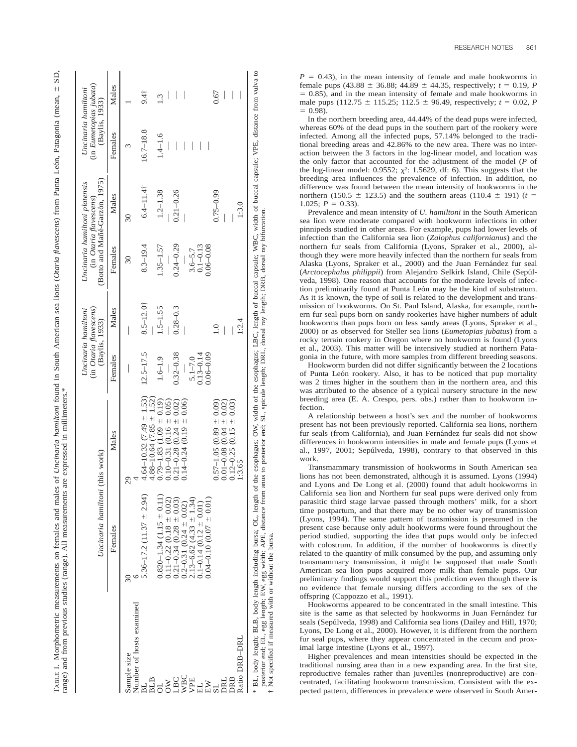TABLE I. Morphometric measurements on females and males of *Uncinaria hamiltoni* found in South American sea lions (*Otaria flavescens*) from Punta León, Patagonia (mean, ± SD, range) and from previous studies (range). All measurements are expressed in millimeters.*

| | *Uncinaria hamiltoni* (this work) | | *Uncinaria hamiltoni* (in *Otaria flavescens*) (Baylis, 1933) | | *Uncinaria hamiltoni platensis* (in *Otaria flavescens*) (Botto and Mañé-Garzón, 1975) | | *Uncinaria hamiltoni* (in *Eumetopias jubata*) (Baylis, 1933) | |
|---|---|---|---|---|---|---|---|---|
| | Females | Males | Females | Males | Females | Males | Females | Males |
| Sample size | 30 | 29 | — | — | 30 | 30 | 3 | 1 |
| Number of hosts examined | 6 | 4 | | | | | | |
| BL | 5.36–17.2 (11.37 ± 2.94) | 4.64–10.32 (7.49 ± 1.53) | 12.5–17.5 | 8.5–12.0† | 8.3–19.4 | 6.4–11.4† | 16.7–18.8 | 9.4† |
| BLB | | 4.88–10.64 (7.85 ± 1.52) | | — | | | | |
| OL | 0.820–1.34 (1.15 ± 0.11) | 0.79–1.83 (1.09 ± 0.19) | 1.6–1.9 | 1.5–1.55 | 1.35–1.57 | 1.2–1.38 | 1.4–1.6 | 1.3 |
| OW | 0.11–0.22 (0.18 ± 0.02) | 0.10–0.31 (0.16 ± 0.05) | — | — | — | — | — | — |
| LBC | 0.21–0.34 (0.28 ± 0.03) | 0.21–0.28 (0.24 ± 0.02) | 0.32–0.38 | 0.28–0.3 | 0.24–0.29 | 0.21–0.26 | — | — |
| WBC | 0.2–0.31 (0.24 ± 0.02) | 0.14–0.24 (0.19 ± 0.06) | — | — | — | — | — | — |
| VPE | 2.13–6.62 (4.33 ± 1.34) | | 5.1–7.0 | | 3.6–5.7 | | — | |
| EL | 0.1–0.14 (0.12 ± 0.01) | | 0.13–0.14 | | 0.1–0.13 | | — | |
| EW | 0.04–0.10 (0.07 ± 0.01) | | 0.06–0.09 | | 0.06–0.08 | | — | |
| SL | | 0.57–1.05 (0.89 ± 0.09) | | 1.0 | | 0.75–0.99 | | 0.67 |
| DRL | | 0.01–0.08 (0.04 ± 0.02) | | — | | — | | — |
| DRB | | 0.12–0.25 (0.15 ± 0.03) | | — | | — | | — |
| Ratio DRB–DRL | | 1:3.65 | | 1:2.4 | | 1:3.0 | | — |

\* BL, body length; BLB, body length including bursa; OL, length of the esophagus; OW, width of the esophagus; LBC, length of buccal capsule; WBC, width of buccal capsule; VPE, distance from vulva to posterior end; EL, egg length; EW, egg width; APE, distance from anus to posterior end; SL, spicule length; DRL, dorsal ray length; DRB, dorsal ray bifurcation.
† Not specified if measured with or without the bursa.

$P = 0.43$), in the mean intensity of female and male hookworms in female pups (43.88 ± 36.88; 44.89 ± 44.35, respectively; $t = 0.19$, $P = 0.85$), and in the mean intensity of female and male hookworms in male pups (112.75 ± 115.25; 112.5 ± 96.49, respectively; $t = 0.02$, $P = 0.98$).

In the northern breeding area, 44.44% of the dead pups were infected, whereas 60% of the dead pups in the southern part of the rookery were infected. Among all the infected pups, 57.14% belonged to the traditional breeding areas and 42.86% to the new area. There was no interaction between the 3 factors in the log-linear model, and location was the only factor that accounted for the adjustment of the model ($P$ of the log-linear model: 0.9552; $\chi^2$: 1.5629, df: 6). This suggests that the breeding area influences the prevalence of infection. In addition, no difference was found between the mean intensity of hookworms in the northern (150.5 ± 123.5) and the southern areas (110.4 ± 191) ($t = 1.025$; $P = 0.33$).

Prevalence and mean intensity of *U. hamiltoni* in the South American sea lion were moderate compared with hookworm infections in other pinnipeds studied in other areas. For example, pups had lower levels of infection than the California sea lion (*Zalophus californianus*) and the northern fur seals from California (Lyons, Spraker et al., 2000), although they were more heavily infected than the northern fur seals from Alaska (Lyons, Spraker et al., 2000) and the Juan Fernández fur seal (*Arctocephalus philippii*) from Alejandro Selkirk Island, Chile (Sepúlveda, 1998). One reason that accounts for the moderate levels of infection preliminarily found at Punta León may be the kind of substratum. As it is known, the type of soil is related to the development and transmission of hookworms. On St. Paul Island, Alaska, for example, northern fur seal pups born on sandy rookeries have higher numbers of adult hookworms than pups born on less sandy areas (Lyons, Spraker et al., 2000) or as observed for Steller sea lions (*Eumetopias jubatus*) from a rocky terrain rookery in Oregon where no hookworm is found (Lyons et al., 2003). This matter will be intensively studied at northern Patagonia in the future, with more samples from different breeding seasons.

Hookworm burden did not differ significantly between the 2 locations of Punta León rookery. Also, it has to be noticed that pup mortality was 2 times higher in the southern than in the northern area, and this was attributed to the absence of a typical nursery structure in the new breeding area (E. A. Crespo, pers. obs.) rather than to hookworm infection.

A relationship between a host's sex and the number of hookworms present has not been previously reported. California sea lions, northern fur seals (from California), and Juan Fernández fur seals did not show differences in hookworm intensities in male and female pups (Lyons et al., 1997, 2001; Sepúlveda, 1998), contrary to that observed in this work.

Transmammary transmission of hookworms in South American sea lions has not been demonstrated, although it is assumed. Lyons (1994) and Lyons and De Long et al. (2000) found that adult hookworms in California sea lion and Northern fur seal pups were derived only from parasitic third stage larvae passed through mothers' milk, for a short time postpartum, and that there may be no other way of transmission (Lyons, 1994). The same pattern of transmission is presumed in the present case because only adult hookworms were found throughout the period studied, supporting the idea that pups would only be infected with colostrum. In addition, if the number of hookworms is directly related to the quantity of milk consumed by the pup, and assuming only transmammary transmission, it might be supposed that male South American sea lion pups acquired more milk than female pups. Our preliminary findings would support this prediction even though there is no evidence that female nursing differs according to the sex of the offspring (Cappozzo et al., 1991).

Hookworms appeared to be concentrated in the small intestine. This site is the same as that selected by hookworms in Juan Fernández fur seals (Sepúlveda, 1998) and California sea lions (Dailey and Hill, 1970; Lyons, De Long et al., 2000). However, it is different from the northern fur seal pups, where they appear concentrated in the cecum and proximal large intestine (Lyons et al., 1997).

Higher prevalences and mean intensities should be expected in the traditional nursing area than in a new expanding area. In the first site, reproductive females rather than juveniles (nonreproductive) are concentrated, facilitating hookworm transmission. Consistent with the expected pattern, differences in prevalence were observed in South Amer-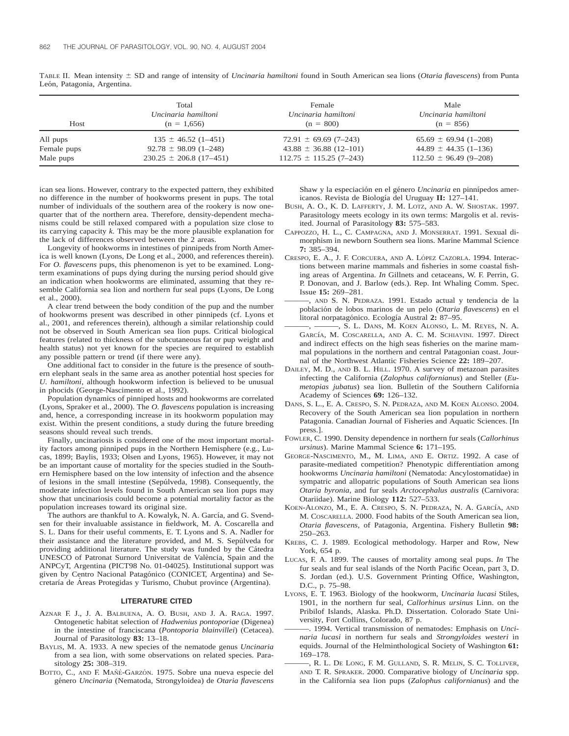TABLE II. Mean intensity ± SD and range of intensity of *Uncinaria hamiltoni* found in South American sea lions (*Otaria flavescens*) from Punta León, Patagonia, Argentina.

| Host | Total *Uncinaria hamiltoni* (n = 1,656) | Female *Uncinaria hamiltoni* (n = 800) | Male *Uncinaria hamiltoni* (n = 856) |
|---|---|---|---|
| All pups | 135 ± 46.52 (1–451) | 72.91 ± 69.69 (7–243) | 65.69 ± 69.94 (1–208) |
| Female pups | 92.78 ± 98.09 (1–248) | 43.88 ± 36.88 (12–101) | 44.89 ± 44.35 (1–136) |
| Male pups | 230.25 ± 206.8 (17–451) | 112.75 ± 115.25 (7–243) | 112.50 ± 96.49 (9–208) |

ican sea lions. However, contrary to the expected pattern, they exhibited no difference in the number of hookworms present in pups. The total number of individuals of the southern area of the rookery is now one-quarter that of the northern area. Therefore, density-dependent mechanisms could be still relaxed compared with a population size close to its carrying capacity *k*. This may be the more plausible explanation for the lack of differences observed between the 2 areas.

Longevity of hookworms in intestines of pinnipeds from North America is well known (Lyons, De Long et al., 2000, and references therein). For *O. flavescens* pups, this phenomenon is yet to be examined. Long-term examinations of pups dying during the nursing period should give an indication when hookworms are eliminated, assuming that they resemble California sea lion and northern fur seal pups (Lyons, De Long et al., 2000).

A clear trend between the body condition of the pup and the number of hookworms present was described in other pinnipeds (cf. Lyons et al., 2001, and references therein), although a similar relationship could not be observed in South American sea lion pups. Critical biological features (related to thickness of the subcutaneous fat or pup weight and health status) not yet known for the species are required to establish any possible pattern or trend (if there were any).

One additional fact to consider in the future is the presence of southern elephant seals in the same area as another potential host species for *U. hamiltoni*, although hookworm infection is believed to be unusual in phocids (George-Nascimento et al., 1992).

Population dynamics of pinniped hosts and hookworms are correlated (Lyons, Spraker et al., 2000). The *O. flavescens* population is increasing and, hence, a corresponding increase in its hookworm population may exist. Within the present conditions, a study during the future breeding seasons should reveal such trends.

Finally, uncinariosis is considered one of the most important mortality factors among pinniped pups in the Northern Hemisphere (e.g., Lucas, 1899; Baylis, 1933; Olsen and Lyons, 1965). However, it may not be an important cause of mortality for the species studied in the Southern Hemisphere based on the low intensity of infection and the absence of lesions in the small intestine (Sepúlveda, 1998). Consequently, the moderate infection levels found in South American sea lion pups may show that uncinariosis could become a potential mortality factor as the population increases toward its original size.

The authors are thankful to A. Kowalyk, N. A. García, and G. Svendsen for their invaluable assistance in fieldwork, M. A. Coscarella and S. L. Dans for their useful comments, E. T. Lyons and S. A. Nadler for their assistance and the literature provided, and M. S. Sepúlveda for providing additional literature. The study was funded by the Cátedra UNESCO of Patronat Surnord Universitat de València, Spain and the ANPCyT, Argentina (PICT98 No. 01-04025). Institutional support was given by Centro Nacional Patagónico (CONICET, Argentina) and Secretaría de Áreas Protegidas y Turismo, Chubut province (Argentina).

## LITERATURE CITED

AZNAR F. J., J. A. BALBUENA, A. O. BUSH, AND J. A. RAGA. 1997. Ontogenetic habitat selection of *Hadwenius pontoporiae* (Digenea) in the intestine of franciscana (*Pontoporia blainvillei*) (Cetacea). Journal of Parasitology **83:** 13–18.

BAYLIS, M. A. 1933. A new species of the nematode genus *Uncinaria* from a sea lion, with some observations on related species. Parasitology **25:** 308–319.

BOTTO, C., AND F. MAÑÉ-GARZÓN. 1975. Sobre una nueva especie del género *Uncinaria* (Nematoda, Strongyloidea) de *Otaria flavescens* Shaw y la especiación en el género *Uncinaria* en pinnípedos americanos. Revista de Biología del Uruguay **II:** 127–141.

BUSH, A. O., K. D. LAFFERTY, J. M. LOTZ, AND A. W. SHOSTAK. 1997. Parasitology meets ecology in its own terms: Margolis et al. revisited. Journal of Parasitology **83:** 575–583.

CAPPOZZO, H. L., C. CAMPAGNA, AND J. MONSERRAT. 1991. Sexual dimorphism in newborn Southern sea lions. Marine Mammal Science **7:** 385–394.

CRESPO, E. A., J. F. CORCUERA, AND A. LÓPEZ CAZORLA. 1994. Interactions between marine mammals and fisheries in some coastal fishing areas of Argentina. *In* Gillnets and cetaceans, W. F. Perrin, G. P. Donovan, and J. Barlow (eds.). Rep. Int Whaling Comm. Spec. Issue **15:** 269–281.

———, AND S. N. PEDRAZA. 1991. Estado actual y tendencia de la población de lobos marinos de un pelo (*Otaria flavescens*) en el litoral norpatagónico. Ecología Austral **2:** 87–95.

———, ———, S. L. DANS, M. KOEN ALONSO, L. M. REYES, N. A. GARCÍA, M. COSCARELLA, AND A. C. M. SCHIAVINI. 1997. Direct and indirect effects on the high seas fisheries on the marine mammal populations in the northern and central Patagonian coast. Journal of the Northwest Atlantic Fisheries Science **22:** 189–207.

DAILEY, M. D., AND B. L. HILL. 1970. A survey of metazoan parasites infecting the California (*Zalophus californianus*) and Steller (*Eumetopias jubatus*) sea lion. Bulletin of the Southern California Academy of Sciences **69:** 126–132.

DANS, S. L., E. A. CRESPO, S. N. PEDRAZA, AND M. KOEN ALONSO. 2004. Recovery of the South American sea lion population in northern Patagonia. Canadian Journal of Fisheries and Aquatic Sciences. [In press.].

FOWLER, C. 1990. Density dependence in northern fur seals (*Callorhinus ursinus*). Marine Mammal Science **6:** 171–195.

GEORGE-NASCIMENTO, M., M. LIMA, AND E. ORTIZ. 1992. A case of parasite-mediated competition? Phenotypic differentiation among hookworms *Uncinaria hamiltoni* (Nematoda: Ancylostomatidae) in sympatric and allopatric populations of South American sea lions *Otaria byronia*, and fur seals *Arctocephalus australis* (Carnivora: Otariidae). Marine Biology **112:** 527–533.

KOEN-ALONZO, M., E. A. CRESPO, S. N. PEDRAZA, N. A. GARCÍA, AND M. COSCARELLA. 2000. Food habits of the South American sea lion, *Otaria flavescens*, of Patagonia, Argentina. Fishery Bulletin **98:** 250–263.

KREBS, C. J. 1989. Ecological methodology. Harper and Row, New York, 654 p.

LUCAS, F. A. 1899. The causes of mortality among seal pups. *In* The fur seals and fur seal islands of the North Pacific Ocean, part 3, D. S. Jordan (ed.). U.S. Government Printing Office, Washington, D.C., p. 75–98.

LYONS, E. T. 1963. Biology of the hookworm, *Uncinaria lucasi* Stiles, 1901, in the northern fur seal, *Callorhinus ursinus* Linn. on the Pribilof Islands, Alaska. Ph.D. Dissertation. Colorado State University, Fort Collins, Colorado, 87 p.

———. 1994. Vertical transmission of nematodes: Emphasis on *Uncinaria lucasi* in northern fur seals and *Strongyloides westeri* in equids. Journal of the Helminthological Society of Washington **61:** 169–178.

———, R. L. DE LONG, F. M. GULLAND, S. R. MELIN, S. C. TOLLIVER, AND T. R. SPRAKER. 2000. Comparative biology of *Uncinaria* spp. in the California sea lion pups (*Zalophus californianus*) and the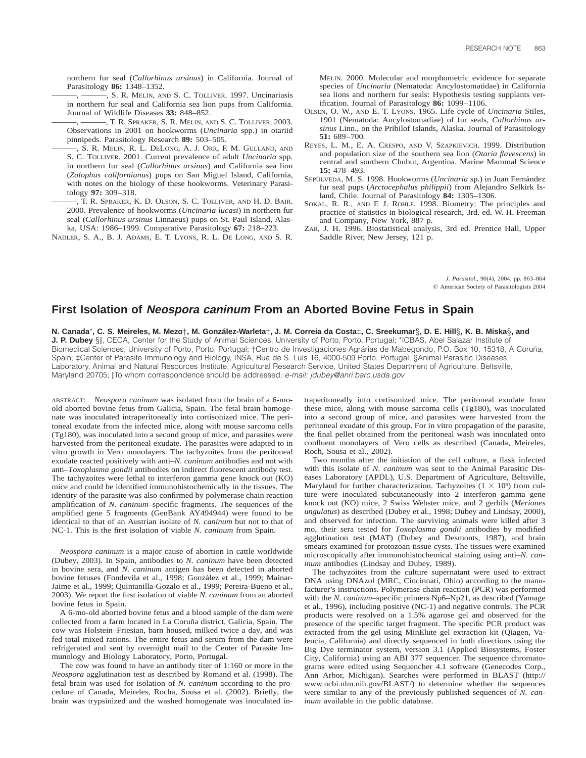northern fur seal (*Callorhinus ursinus*) in California. Journal of Parasitology **86:** 1348–1352.

———, ———, S. R. Melin, and S. C. Tolliver. 1997. Uncinariasis in northern fur seal and California sea lion pups from California. Journal of Wildlife Diseases **33:** 848–852.

———, ———, T. R. Spraker, S. R. Melin, and S. C. Tolliver. 2003. Observations in 2001 on hookworms (*Uncinaria* spp.) in otariid pinnipeds. Parasitology Research **89:** 503–505.

———, S. R. Melin, R. L. DeLong, A. J. Orr, F. M. Gulland, and S. C. Tolliver. 2001. Current prevalence of adult *Uncinaria* spp. in northern fur seal (*Callorhinus ursinus*) and California sea lion (*Zalophus californianus*) pups on San Miguel Island, California, with notes on the biology of these hookworms. Veterinary Parasitology **97:** 309–318.

———, T. R. Spraker, K. D. Olson, S. C. Tolliver, and H. D. Bair. 2000. Prevalence of hookworms (*Uncinaria lucasi*) in northern fur seal (*Callorhinus ursinus* Linnaeus) pups on St. Paul Island, Alaska, USA: 1986–1999. Comparative Parasitology **67:** 218–223.

Nadler, S. A., B. J. Adams, E. T. Lyons, R. L. De Long, and S. R. Melin. 2000. Molecular and morphometric evidence for separate species of *Uncinaria* (Nematoda: Ancylostomatidae) in California sea lions and northern fur seals: Hypothesis testing supplants verification. Journal of Parasitology **86:** 1099–1106.

Olsen, O. W., and E. T. Lyons. 1965. Life cycle of *Uncinaria* Stiles, 1901 (Nematoda: Ancylostomadiae) of fur seals, *Callorhinus ursinus* Linn., on the Pribilof Islands, Alaska. Journal of Parasitology **51:** 689–700.

Reyes, L. M., E. A. Crespo, and V. Szapkievich. 1999. Distribution and population size of the southern sea lion (*Otaria flavescens*) in central and southern Chubut, Argentina. Marine Mammal Science **15:** 478–493.

Sepúlveda, M. S. 1998. Hookworms (*Uncinaria* sp.) in Juan Fernández fur seal pups (*Arctocephalus philippii*) from Alejandro Selkirk Island, Chile. Journal of Parasitology **84:** 1305–1306.

Sokal, R. R., and F. J. Rohlf. 1998. Biometry: The principles and practice of statistics in biological research, 3rd. ed. W. H. Freeman and Company, New York, 887 p.

Zar, J. H. 1996. Biostatistical analysis, 3rd ed. Prentice Hall, Upper Saddle River, New Jersey, 121 p.

*J. Parasitol.*, 90(4), 2004, pp. 863–864
© American Society of Parasitologists 2004

# First Isolation of *Neospora caninum* From an Aborted Bovine Fetus in Spain

**N. Canada\*, C. S. Meireles, M. Mezo†, M. González-Warleta†, J. M. Correia da Costa‡, C. Sreekumar§, D. E. Hill§, K. B. Miska§, and J. P. Dubey** §‖, CECA, Center for the Study of Animal Sciences, University of Porto, Porto, Portugal; \*ICBAS, Abel Salazar Institute of Biomedical Sciences, University of Porto, Porto, Portugal; †Centro de Investigaciones Agrárias de Mabegondo, P.O. Box 10, 15318, A Coruña, Spain; ‡Center of Parasite Immunology and Biology, INSA, Rua de S. Luís 16, 4000-509 Porto, Portugal; §Animal Parasitic Diseases Laboratory, Animal and Natural Resources Institute, Agricultural Research Service, United States Department of Agriculture, Beltsville, Maryland 20705; ‖To whom correspondence should be addressed. *e-mail: jdubey@anri.barc.usda.gov*

Abstract: *Neospora caninum* was isolated from the brain of a 6-mo-old aborted bovine fetus from Galicia, Spain. The fetal brain homogenate was inoculated intraperitoneally into cortisonized mice. The peritoneal exudate from the infected mice, along with mouse sarcoma cells (Tg180), was inoculated into a second group of mice, and parasites were harvested from the peritoneal exudate. The parasites were adapted to in vitro growth in Vero monolayers. The tachyzoites from the peritoneal exudate reacted positively with anti–*N. caninum* antibodies and not with anti–*Toxoplasma gondii* antibodies on indirect fluorescent antibody test. The tachyzoites were lethal to interferon gamma gene knock out (KO) mice and could be identified immunohistochemically in the tissues. The identity of the parasite was also confirmed by polymerase chain reaction amplification of *N. caninum*–specific fragments. The sequences of the amplified gene 5 fragments (GenBank AY494944) were found to be identical to that of an Austrian isolate of *N. caninum* but not to that of NC-1. This is the first isolation of viable *N. caninum* from Spain.

*Neospora caninum* is a major cause of abortion in cattle worldwide (Dubey, 2003). In Spain, antibodies to *N. caninum* have been detected in bovine sera, and *N. caninum* antigen has been detected in aborted bovine fetuses (Fondevila et al., 1998; González et al., 1999; Mainar-Jaime et al., 1999; Quintanilla-Gozalo et al., 1999; Pereira-Bueno et al., 2003). We report the first isolation of viable *N. caninum* from an aborted bovine fetus in Spain.

A 6-mo-old aborted bovine fetus and a blood sample of the dam were collected from a farm located in La Coruña district, Galicia, Spain. The cow was Holstein–Friesian, barn housed, milked twice a day, and was fed total mixed rations. The entire fetus and serum from the dam were refrigerated and sent by overnight mail to the Center of Parasite Immunology and Biology Laboratory, Porto, Portugal.

The cow was found to have an antibody titer of 1:160 or more in the *Neospora* agglutination test as described by Romand et al. (1998). The fetal brain was used for isolation of *N. caninum* according to the procedure of Canada, Meireles, Rocha, Sousa et al. (2002). Briefly, the brain was trypsinized and the washed homogenate was inoculated intraperitoneally into cortisonized mice. The peritoneal exudate from these mice, along with mouse sarcoma cells (Tg180), was inoculated into a second group of mice, and parasites were harvested from the peritoneal exudate of this group. For in vitro propagation of the parasite, the final pellet obtained from the peritoneal wash was inoculated onto confluent monolayers of Vero cells as described (Canada, Meireles, Roch, Sousa et al., 2002).

Two months after the initiation of the cell culture, a flask infected with this isolate of *N. caninum* was sent to the Animal Parasitic Diseases Laboratory (APDL), U.S. Department of Agriculture, Beltsville, Maryland for further characterization. Tachyzoites ($1 \times 10^6$) from culture were inoculated subcutaneously into 2 interferon gamma gene knock out (KO) mice, 2 Swiss Webster mice, and 2 gerbils (*Meriones ungulatus*) as described (Dubey et al., 1998; Dubey and Lindsay, 2000), and observed for infection. The surviving animals were killed after 3 mo, their sera tested for *Toxoplasma gondii* antibodies by modified agglutination test (MAT) (Dubey and Desmonts, 1987), and brain smears examined for protozoan tissue cysts. The tissues were examined microscopically after immunohistochemical staining using anti–*N. caninum* antibodies (Lindsay and Dubey, 1989).

The tachyzoites from the culture supernatant were used to extract DNA using DNAzol (MRC, Cincinnati, Ohio) according to the manufacturer's instructions. Polymerase chain reaction (PCR) was performed with the *N. caninum*–specific primers Np6–Np21, as described (Yamage et al., 1996), including positive (NC-1) and negative controls. The PCR products were resolved on a 1.5% agarose gel and observed for the presence of the specific target fragment. The specific PCR product was extracted from the gel using MinElute gel extraction kit (Qiagen, Valencia, California) and directly sequenced in both directions using the Big Dye terminator system, version 3.1 (Applied Biosystems, Foster City, California) using an ABI 377 sequencer. The sequence chromatograms were edited using Sequencher 4.1 software (Genecodes Corp., Ann Arbor, Michigan). Searches were performed in BLAST (http://www.ncbi.nlm.nih.gov/BLAST/) to determine whether the sequences were similar to any of the previously published sequences of *N. caninum* available in the public database.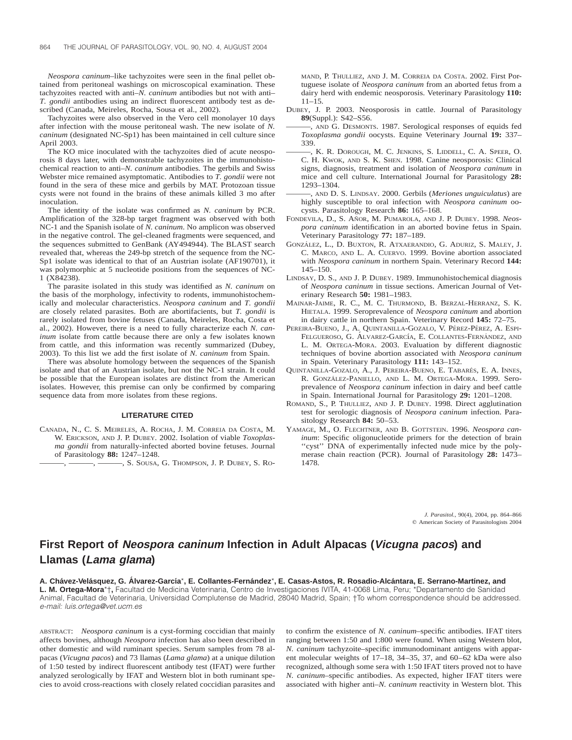*Neospora caninum*–like tachyzoites were seen in the final pellet obtained from peritoneal washings on microscopical examination. These tachyzoites reacted with anti–*N. caninum* antibodies but not with anti–*T. gondii* antibodies using an indirect fluorescent antibody test as described (Canada, Meireles, Rocha, Sousa et al., 2002).

Tachyzoites were also observed in the Vero cell monolayer 10 days after infection with the mouse peritoneal wash. The new isolate of *N. caninum* (designated NC-Sp1) has been maintained in cell culture since April 2003.

The KO mice inoculated with the tachyzoites died of acute neosporosis 8 days later, with demonstrable tachyzoites in the immunohistochemical reaction to anti–*N. caninum* antibodies. The gerbils and Swiss Webster mice remained asymptomatic. Antibodies to *T. gondii* were not found in the sera of these mice and gerbils by MAT. Protozoan tissue cysts were not found in the brains of these animals killed 3 mo after inoculation.

The identity of the isolate was confirmed as *N. caninum* by PCR. Amplification of the 328-bp target fragment was observed with both NC-1 and the Spanish isolate of *N. caninum*. No amplicon was observed in the negative control. The gel-cleaned fragments were sequenced, and the sequences submitted to GenBank (AY494944). The BLAST search revealed that, whereas the 249-bp stretch of the sequence from the NC-Sp1 isolate was identical to that of an Austrian isolate (AF190701), it was polymorphic at 5 nucleotide positions from the sequences of NC-1 (X84238).

The parasite isolated in this study was identified as *N. caninum* on the basis of the morphology, infectivity to rodents, immunohistochemically and molecular characteristics. *Neospora caninum* and *T. gondii* are closely related parasites. Both are abortifacients, but *T. gondii* is rarely isolated from bovine fetuses (Canada, Meireles, Rocha, Costa et al., 2002). However, there is a need to fully characterize each *N. caninum* isolate from cattle because there are only a few isolates known from cattle, and this information was recently summarized (Dubey, 2003). To this list we add the first isolate of *N. caninum* from Spain.

There was absolute homology between the sequences of the Spanish isolate and that of an Austrian isolate, but not the NC-1 strain. It could be possible that the European isolates are distinct from the American isolates. However, this premise can only be confirmed by comparing sequence data from more isolates from these regions.

## LITERATURE CITED

Canada, N., C. S. Meireles, A. Rocha, J. M. Correia da Costa, M. W. Erickson, and J. P. Dubey. 2002. Isolation of viable *Toxoplasma gondii* from naturally-infected aborted bovine fetuses. Journal of Parasitology **88:** 1247–1248.

———, ———, ———, S. Sousa, G. Thompson, J. P. Dubey, S. Romand, P. Thulliez, and J. M. Correia da Costa. 2002. First Portuguese isolate of *Neospora caninum* from an aborted fetus from a dairy herd with endemic neosporosis. Veterinary Parasitology **110:** 11–15.

Dubey, J. P. 2003. Neosporosis in cattle. Journal of Parasitology **89**(Suppl.): S42–S56.

———, and G. Desmonts. 1987. Serological responses of equids fed *Toxoplasma gondii* oocysts. Equine Veterinary Journal **19:** 337–339.

———, K. R. Dorough, M. C. Jenkins, S. Liddell, C. A. Speer, O. C. H. Kwok, and S. K. Shen. 1998. Canine neosporosis: Clinical signs, diagnosis, treatment and isolation of *Neospora caninum* in mice and cell culture. International Journal for Parasitology **28:** 1293–1304.

———, and D. S. Lindsay. 2000. Gerbils (*Meriones unguiculatus*) are highly susceptible to oral infection with *Neospora caninum* oocysts. Parasitology Research **86:** 165–168.

Fondevila, D., S. Añor, M. Pumarola, and J. P. Dubey. 1998. *Neospora caninum* identification in an aborted bovine fetus in Spain. Veterinary Parasitology **77:** 187–189.

González, L., D. Buxton, R. Atxaerandio, G. Aduriz, S. Maley, J. C. Marco, and L. A. Cuervo. 1999. Bovine abortion associated with *Neospora caninum* in northern Spain. Veterinary Record **144:** 145–150.

Lindsay, D. S., and J. P. Dubey. 1989. Immunohistochemical diagnosis of *Neospora caninum* in tissue sections. American Journal of Veterinary Research **50:** 1981–1983.

Mainar-Jaime, R. C., M. C. Thurmond, B. Berzal-Herranz, S. K. Hietala. 1999. Seroprevalence of *Neospora caninum* and abortion in dairy cattle in northern Spain. Veterinary Record **145:** 72–75.

Pereira-Bueno, J., A. Quintanilla-Gozalo, V. Pérez-Pérez, A. Espi-Felgueroso, G. Álvarez-García, E. Collantes-Fernández, and L. M. Ortega-Mora. 2003. Evaluation by different diagnostic techniques of bovine abortion associated with *Neospora caninum* in Spain. Veterinary Parasitology **111:** 143–152.

Quintanilla-Gozalo, A., J. Pereira-Bueno, E. Tabarés, E. A. Innes, R. González-Paniello, and L. M. Ortega-Mora. 1999. Seroprevalence of *Neospora caninum* infection in dairy and beef cattle in Spain. International Journal for Parasitology **29:** 1201–1208.

Romand, S., P. Thulliez, and J. P. Dubey. 1998. Direct agglutination test for serologic diagnosis of *Neospora caninum* infection. Parasitology Research **84:** 50–53.

Yamage, M., O. Flechtner, and B. Gottstein. 1996. *Neospora caninum*: Specific oligonucleotide primers for the detection of brain ''cyst'' DNA of experimentally infected nude mice by the polymerase chain reaction (PCR). Journal of Parasitology **28:** 1473–1478.

# First Report of *Neospora caninum* Infection in Adult Alpacas (*Vicugna pacos*) and Llamas (*Lama glama*)

**A. Chávez-Velásquez, G. Álvarez-García\*, E. Collantes-Fernández\*, E. Casas-Astos, R. Rosadio-Alcántara, E. Serrano-Martínez, and L. M. Ortega-Mora\*†,** Facultad de Medicina Veterinaria, Centro de Investigaciones IVITA, 41-0068 Lima, Peru; \*Departamento de Sanidad Animal, Facultad de Veterinaria, Universidad Complutense de Madrid, 28040 Madrid, Spain; †To whom correspondence should be addressed. *e-mail: luis.ortega@vet.ucm.es*

ABSTRACT: *Neospora caninum* is a cyst-forming coccidian that mainly affects bovines, although *Neospora* infection has also been described in other domestic and wild ruminant species. Serum samples from 78 alpacas (*Vicugna pacos*) and 73 llamas (*Lama glama*) at a unique dilution of 1:50 tested by indirect fluorescent antibody test (IFAT) were further analyzed serologically by IFAT and Western blot in both ruminant species to avoid cross-reactions with closely related coccidian parasites and to confirm the existence of *N. caninum*–specific antibodies. IFAT titers ranging between 1:50 and 1:800 were found. When using Western blot, *N. caninum* tachyzoite–specific immunodominant antigens with apparent molecular weights of 17–18, 34–35, 37, and 60–62 kDa were also recognized, although some sera with 1:50 IFAT titers proved not to have *N. caninum*–specific antibodies. As expected, higher IFAT titers were associated with higher anti–*N. caninum* reactivity in Western blot. This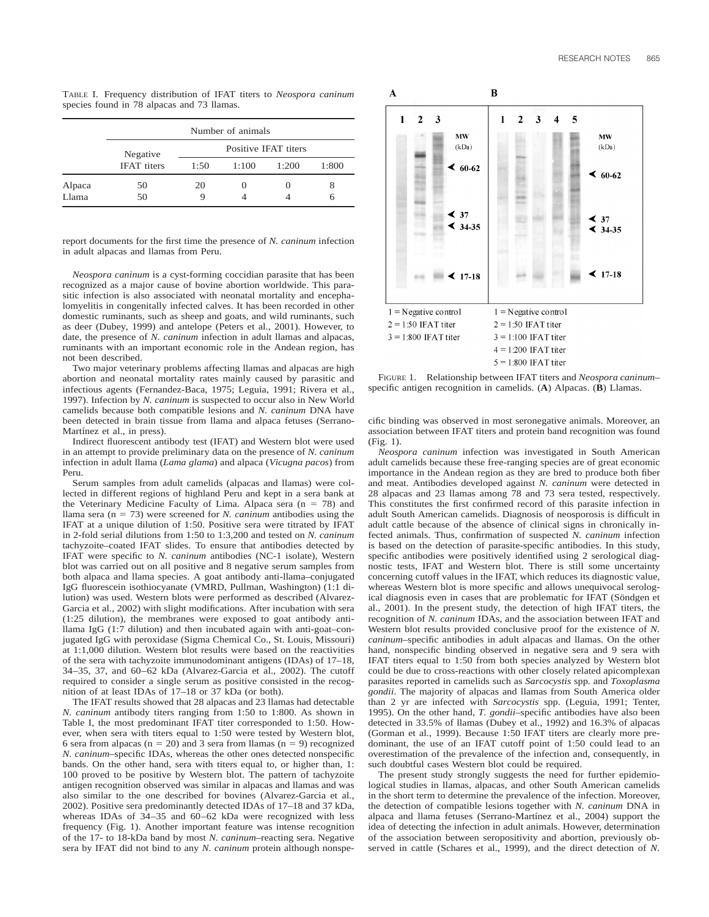TABLE I. Frequency distribution of IFAT titers to *Neospora caninum* species found in 78 alpacas and 73 llamas.

| | Number of animals | | | | |
|---|---|---|---|---|---|
| | Negative IFAT titers | Positive IFAT titers | | | |
| | | 1:50 | 1:100 | 1:200 | 1:800 |
| Alpaca | 50 | 20 | 0 | 0 | 8 |
| Llama | 50 | 9 | 4 | 4 | 6 |

report documents for the first time the presence of *N. caninum* infection in adult alpacas and llamas from Peru.

*Neospora caninum* is a cyst-forming coccidian parasite that has been recognized as a major cause of bovine abortion worldwide. This parasitic infection is also associated with neonatal mortality and encephalomyelitis in congenitally infected calves. It has been recorded in other domestic ruminants, such as sheep and goats, and wild ruminants, such as deer (Dubey, 1999) and antelope (Peters et al., 2001). However, to date, the presence of *N. caninum* infection in adult llamas and alpacas, ruminants with an important economic role in the Andean region, has not been described.

Two major veterinary problems affecting llamas and alpacas are high abortion and neonatal mortality rates mainly caused by parasitic and infectious agents (Fernandez-Baca, 1975; Leguia, 1991; Rivera et al., 1997). Infection by *N. caninum* is suspected to occur also in New World camelids because both compatible lesions and *N. caninum* DNA have been detected in brain tissue from llama and alpaca fetuses (Serrano-Martínez et al., in press).

Indirect fluorescent antibody test (IFAT) and Western blot were used in an attempt to provide preliminary data on the presence of *N. caninum* infection in adult llama (*Lama glama*) and alpaca (*Vicugna pacos*) from Peru.

Serum samples from adult camelids (alpacas and llamas) were collected in different regions of highland Peru and kept in a sera bank at the Veterinary Medicine Faculty of Lima. Alpaca sera (n = 78) and llama sera (n = 73) were screened for *N. caninum* antibodies using the IFAT at a unique dilution of 1:50. Positive sera were titrated by IFAT in 2-fold serial dilutions from 1:50 to 1:3,200 and tested on *N. caninum* tachyzoite–coated IFAT slides. To ensure that antibodies detected by IFAT were specific to *N. caninum* antibodies (NC-1 isolate), Western blot was carried out on all positive and 8 negative serum samples from both alpaca and llama species. A goat antibody anti-llama–conjugated IgG fluorescein isothiocyanate (VMRD, Pullman, Washington) (1:1 dilution) was used. Western blots were performed as described (Alvarez-Garcia et al., 2002) with slight modifications. After incubation with sera (1:25 dilution), the membranes were exposed to goat antibody anti-llama IgG (1:7 dilution) and then incubated again with anti-goat–conjugated IgG with peroxidase (Sigma Chemical Co., St. Louis, Missouri) at 1:1,000 dilution. Western blot results were based on the reactivities of the sera with tachyzoite immunodominant antigens (IDAs) of 17–18, 34–35, 37, and 60–62 kDa (Alvarez-Garcia et al., 2002). The cutoff required to consider a single serum as positive consisted in the recognition of at least IDAs of 17–18 or 37 kDa (or both).

The IFAT results showed that 28 alpacas and 23 llamas had detectable *N. caninum* antibody titers ranging from 1:50 to 1:800. As shown in Table I, the most predominant IFAT titer corresponded to 1:50. However, when sera with titers equal to 1:50 were tested by Western blot, 6 sera from alpacas (n = 20) and 3 sera from llamas (n = 9) recognized *N. caninum*–specific IDAs, whereas the other ones detected nonspecific bands. On the other hand, sera with titers equal to, or higher than, 1:100 proved to be positive by Western blot. The pattern of tachyzoite antigen recognition observed was similar in alpacas and llamas and was also similar to the one described for bovines (Alvarez-Garcia et al., 2002). Positive sera predominantly detected IDAs of 17–18 and 37 kDa, whereas IDAs of 34–35 and 60–62 kDa were recognized with less frequency (Fig. 1). Another important feature was intense recognition of the 17- to 18-kDa band by most *N. caninum*–reacting sera. Negative sera by IFAT did not bind to any *N. caninum* protein although nonspecific binding was observed in most seronegative animals. Moreover, an association between IFAT titers and protein band recognition was found (Fig. 1).

FIGURE 1. Relationship between IFAT titers and *Neospora caninum*–specific antigen recognition in camelids. (**A**) Alpacas. (**B**) Llamas.

*Neospora caninum* infection was investigated in South American adult camelids because these free-ranging species are of great economic importance in the Andean region as they are bred to produce both fiber and meat. Antibodies developed against *N. caninum* were detected in 28 alpacas and 23 llamas among 78 and 73 sera tested, respectively. This constitutes the first confirmed record of this parasite infection in adult South American camelids. Diagnosis of neosporosis is difficult in adult cattle because of the absence of clinical signs in chronically infected animals. Thus, confirmation of suspected *N. caninum* infection is based on the detection of parasite-specific antibodies. In this study, specific antibodies were positively identified using 2 serological diagnostic tests, IFAT and Western blot. There is still some uncertainty concerning cutoff values in the IFAT, which reduces its diagnostic value, whereas Western blot is more specific and allows unequivocal serological diagnosis even in cases that are problematic for IFAT (Söndgen et al., 2001). In the present study, the detection of high IFAT titers, the recognition of *N. caninum* IDAs, and the association between IFAT and Western blot results provided conclusive proof for the existence of *N. caninum*–specific antibodies in adult alpacas and llamas. On the other hand, nonspecific binding observed in negative sera and 9 sera with IFAT titers equal to 1:50 from both species analyzed by Western blot could be due to cross-reactions with other closely related apicomplexan parasites reported in camelids such as *Sarcocystis* spp. and *Toxoplasma gondii*. The majority of alpacas and llamas from South America older than 2 yr are infected with *Sarcocystis* spp. (Leguia, 1991; Tenter, 1995). On the other hand, *T. gondii*–specific antibodies have also been detected in 33.5% of llamas (Dubey et al., 1992) and 16.3% of alpacas (Gorman et al., 1999). Because 1:50 IFAT titers are clearly more predominant, the use of an IFAT cutoff point of 1:50 could lead to an overestimation of the prevalence of the infection and, consequently, in such doubtful cases Western blot could be required.

The present study strongly suggests the need for further epidemiological studies in llamas, alpacas, and other South American camelids in the short term to determine the prevalence of the infection. Moreover, the detection of compatible lesions together with *N. caninum* DNA in alpaca and llama fetuses (Serrano-Martínez et al., 2004) support the idea of detecting the infection in adult animals. However, determination of the association between seropositivity and abortion, previously observed in cattle (Schares et al., 1999), and the direct detection of *N.*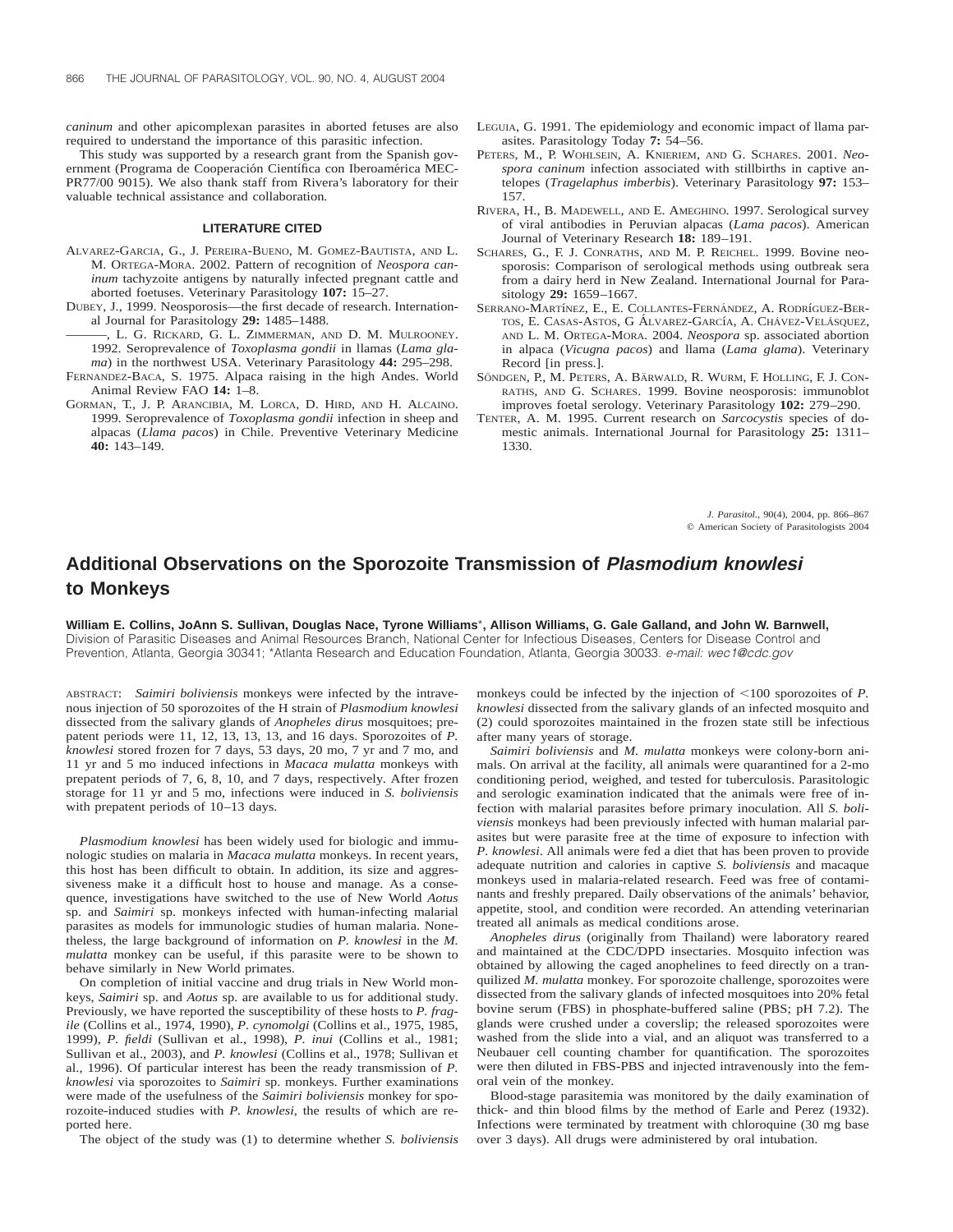*caninum* and other apicomplexan parasites in aborted fetuses are also required to understand the importance of this parasitic infection.

This study was supported by a research grant from the Spanish government (Programa de Cooperación Científica con Iberoamérica MEC-PR77/00 9015). We also thank staff from Rivera's laboratory for their valuable technical assistance and collaboration.

### LITERATURE CITED

ALVAREZ-GARCIA, G., J. PEREIRA-BUENO, M. GOMEZ-BAUTISTA, AND L. M. ORTEGA-MORA. 2002. Pattern of recognition of *Neospora caninum* tachyzoite antigens by naturally infected pregnant cattle and aborted foetuses. Veterinary Parasitology **107:** 15–27.

DUBEY, J., 1999. Neosporosis—the first decade of research. International Journal for Parasitology **29:** 1485–1488.

———, L. G. RICKARD, G. L. ZIMMERMAN, AND D. M. MULROONEY. 1992. Seroprevalence of *Toxoplasma gondii* in llamas (*Lama glama*) in the northwest USA. Veterinary Parasitology **44:** 295–298.

FERNANDEZ-BACA, S. 1975. Alpaca raising in the high Andes. World Animal Review FAO **14:** 1–8.

GORMAN, T., J. P. ARANCIBIA, M. LORCA, D. HIRD, AND H. ALCAINO. 1999. Seroprevalence of *Toxoplasma gondii* infection in sheep and alpacas (*Llama pacos*) in Chile. Preventive Veterinary Medicine **40:** 143–149.

LEGUIA, G. 1991. The epidemiology and economic impact of llama parasites. Parasitology Today **7:** 54–56.

PETERS, M., P. WOHLSEIN, A. KNIERIEM, AND G. SCHARES. 2001. *Neospora caninum* infection associated with stillbirths in captive antelopes (*Tragelaphus imberbis*). Veterinary Parasitology **97:** 153–157.

RIVERA, H., B. MADEWELL, AND E. AMEGHINO. 1997. Serological survey of viral antibodies in Peruvian alpacas (*Lama pacos*). American Journal of Veterinary Research **18:** 189–191.

SCHARES, G., F. J. CONRATHS, AND M. P. REICHEL. 1999. Bovine neosporosis: Comparison of serological methods using outbreak sera from a dairy herd in New Zealand. International Journal for Parasitology **29:** 1659–1667.

SERRANO-MARTÍNEZ, E., E. COLLANTES-FERNÁNDEZ, A. RODRÍGUEZ-BERTOS, E. CASAS-ASTOS, G ÁLVAREZ-GARCÍA, A. CHÁVEZ-VELÁSQUEZ, AND L. M. ORTEGA-MORA. 2004. *Neospora* sp. associated abortion in alpaca (*Vicugna pacos*) and llama (*Lama glama*). Veterinary Record [in press.].

SÖNDGEN, P., M. PETERS, A. BÄRWALD, R. WURM, F. HOLLING, F. J. CONRATHS, AND G. SCHARES. 1999. Bovine neosporosis: immunoblot improves foetal serology. Veterinary Parasitology **102:** 279–290.

TENTER, A. M. 1995. Current research on *Sarcocystis* species of domestic animals. International Journal for Parasitology **25:** 1311–1330.

*J. Parasitol.*, 90(4), 2004, pp. 866–867
© American Society of Parasitologists 2004

# Additional Observations on the Sporozoite Transmission of *Plasmodium knowlesi* to Monkeys

**William E. Collins, JoAnn S. Sullivan, Douglas Nace, Tyrone Williams\*, Allison Williams, G. Gale Galland, and John W. Barnwell,** Division of Parasitic Diseases and Animal Resources Branch, National Center for Infectious Diseases, Centers for Disease Control and Prevention, Atlanta, Georgia 30341; \*Atlanta Research and Education Foundation, Atlanta, Georgia 30033. *e-mail: wec1@cdc.gov*

ABSTRACT: *Saimiri boliviensis* monkeys were infected by the intravenous injection of 50 sporozoites of the H strain of *Plasmodium knowlesi* dissected from the salivary glands of *Anopheles dirus* mosquitoes; prepatent periods were 11, 12, 13, 13, 13, and 16 days. Sporozoites of *P. knowlesi* stored frozen for 7 days, 53 days, 20 mo, 7 yr and 7 mo, and 11 yr and 5 mo induced infections in *Macaca mulatta* monkeys with prepatent periods of 7, 6, 8, 10, and 7 days, respectively. After frozen storage for 11 yr and 5 mo, infections were induced in *S. boliviensis* with prepatent periods of 10–13 days.

*Plasmodium knowlesi* has been widely used for biologic and immunologic studies on malaria in *Macaca mulatta* monkeys. In recent years, this host has been difficult to obtain. In addition, its size and aggressiveness make it a difficult host to house and manage. As a consequence, investigations have switched to the use of New World *Aotus* sp. and *Saimiri* sp. monkeys infected with human-infecting malarial parasites as models for immunologic studies of human malaria. Nonetheless, the large background of information on *P. knowlesi* in the *M. mulatta* monkey can be useful, if this parasite were to be shown to behave similarly in New World primates.

On completion of initial vaccine and drug trials in New World monkeys, *Saimiri* sp. and *Aotus* sp. are available to us for additional study. Previously, we have reported the susceptibility of these hosts to *P. fragile* (Collins et al., 1974, 1990), *P. cynomolgi* (Collins et al., 1975, 1985, 1999), *P. fieldi* (Sullivan et al., 1998), *P. inui* (Collins et al., 1981; Sullivan et al., 2003), and *P. knowlesi* (Collins et al., 1978; Sullivan et al., 1996). Of particular interest has been the ready transmission of *P. knowlesi* via sporozoites to *Saimiri* sp. monkeys. Further examinations were made of the usefulness of the *Saimiri boliviensis* monkey for sporozoite-induced studies with *P. knowlesi*, the results of which are reported here.

The object of the study was (1) to determine whether *S. boliviensis* monkeys could be infected by the injection of <100 sporozoites of *P. knowlesi* dissected from the salivary glands of an infected mosquito and (2) could sporozoites maintained in the frozen state still be infectious after many years of storage.

*Saimiri boliviensis* and *M. mulatta* monkeys were colony-born animals. On arrival at the facility, all animals were quarantined for a 2-mo conditioning period, weighed, and tested for tuberculosis. Parasitologic and serologic examination indicated that the animals were free of infection with malarial parasites before primary inoculation. All *S. boliviensis* monkeys had been previously infected with human malarial parasites but were parasite free at the time of exposure to infection with *P. knowlesi*. All animals were fed a diet that has been proven to provide adequate nutrition and calories in captive *S. boliviensis* and macaque monkeys used in malaria-related research. Feed was free of contaminants and freshly prepared. Daily observations of the animals' behavior, appetite, stool, and condition were recorded. An attending veterinarian treated all animals as medical conditions arose.

*Anopheles dirus* (originally from Thailand) were laboratory reared and maintained at the CDC/DPD insectaries. Mosquito infection was obtained by allowing the caged anophelines to feed directly on a tranquilized *M. mulatta* monkey. For sporozoite challenge, sporozoites were dissected from the salivary glands of infected mosquitoes into 20% fetal bovine serum (FBS) in phosphate-buffered saline (PBS; pH 7.2). The glands were crushed under a coverslip; the released sporozoites were washed from the slide into a vial, and an aliquot was transferred to a Neubauer cell counting chamber for quantification. The sporozoites were then diluted in FBS-PBS and injected intravenously into the femoral vein of the monkey.

Blood-stage parasitemia was monitored by the daily examination of thick- and thin blood films by the method of Earle and Perez (1932). Infections were terminated by treatment with chloroquine (30 mg base over 3 days). All drugs were administered by oral intubation.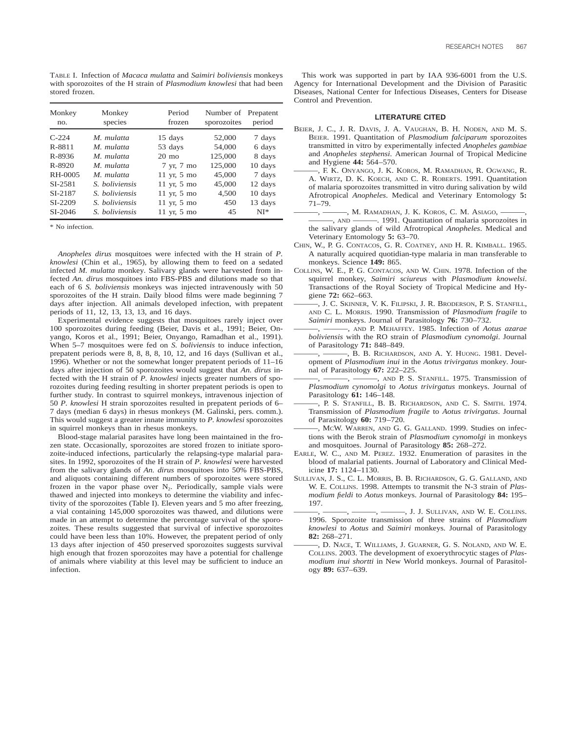TABLE I. Infection of *Macaca mulatta* and *Saimiri boliviensis* monkeys with sporozoites of the H strain of *Plasmodium knowlesi* that had been stored frozen.

| Monkey no. | Monkey species | Period frozen | Number of sporozoites | Prepatent period |
|---|---|---|---|---|
| C-224 | *M. mulatta* | 15 days | 52,000 | 7 days |
| R-8811 | *M. mulatta* | 53 days | 54,000 | 6 days |
| R-8936 | *M. mulatta* | 20 mo | 125,000 | 8 days |
| R-8920 | *M. mulatta* | 7 yr, 7 mo | 125,000 | 10 days |
| RH-0005 | *M. mulatta* | 11 yr, 5 mo | 45,000 | 7 days |
| SI-2581 | *S. boliviensis* | 11 yr, 5 mo | 45,000 | 12 days |
| SI-2187 | *S. boliviensis* | 11 yr, 5 mo | 4,500 | 10 days |
| SI-2209 | *S. boliviensis* | 11 yr, 5 mo | 450 | 13 days |
| SI-2046 | *S. boliviensis* | 11 yr, 5 mo | 45 | NI* |

* No infection.

*Anopheles dirus* mosquitoes were infected with the H strain of *P. knowlesi* (Chin et al., 1965), by allowing them to feed on a sedated infected *M. mulatta* monkey. Salivary glands were harvested from infected *An. dirus* mosquitoes into FBS-PBS and dilutions made so that each of 6 *S. boliviensis* monkeys was injected intravenously with 50 sporozoites of the H strain. Daily blood films were made beginning 7 days after injection. All animals developed infection, with prepatent periods of 11, 12, 13, 13, 13, and 16 days.

Experimental evidence suggests that mosquitoes rarely inject over 100 sporozoites during feeding (Beier, Davis et al., 1991; Beier, Onyango, Koros et al., 1991; Beier, Onyango, Ramadhan et al., 1991). When 5–7 mosquitoes were fed on *S. boliviensis* to induce infection, prepatent periods were 8, 8, 8, 8, 10, 12, and 16 days (Sullivan et al., 1996). Whether or not the somewhat longer prepatent periods of 11–16 days after injection of 50 sporozoites would suggest that *An. dirus* infected with the H strain of *P. knowlesi* injects greater numbers of sporozoites during feeding resulting in shorter prepatent periods is open to further study. In contrast to squirrel monkeys, intravenous injection of 50 *P. knowlesi* H strain sporozoites resulted in prepatent periods of 6–7 days (median 6 days) in rhesus monkeys (M. Galinski, pers. comm.). This would suggest a greater innate immunity to *P. knowlesi* sporozoites in squirrel monkeys than in rhesus monkeys.

Blood-stage malarial parasites have long been maintained in the frozen state. Occasionally, sporozoites are stored frozen to initiate sporozoite-induced infections, particularly the relapsing-type malarial parasites. In 1992, sporozoites of the H strain of *P. knowlesi* were harvested from the salivary glands of *An. dirus* mosquitoes into 50% FBS-PBS, and aliquots containing different numbers of sporozoites were stored frozen in the vapor phase over $N_2$. Periodically, sample vials were thawed and injected into monkeys to determine the viability and infectivity of the sporozoites (Table I). Eleven years and 5 mo after freezing, a vial containing 145,000 sporozoites was thawed, and dilutions were made in an attempt to determine the percentage survival of the sporozoites. These results suggested that survival of infective sporozoites could have been less than 10%. However, the prepatent period of only 13 days after injection of 450 preserved sporozoites suggests survival high enough that frozen sporozoites may have a potential for challenge of animals where viability at this level may be sufficient to induce an infection.

This work was supported in part by IAA 936-6001 from the U.S. Agency for International Development and the Division of Parasitic Diseases, National Center for Infectious Diseases, Centers for Disease Control and Prevention.

## LITERATURE CITED

BEIER, J. C., J. R. DAVIS, J. A. VAUGHAN, B. H. NODEN, AND M. S. BEIER. 1991. Quantitation of *Plasmodium falciparum* sporozoites transmitted in vitro by experimentally infected *Anopheles gambiae* and *Anopheles stephensi*. American Journal of Tropical Medicine and Hygiene **44:** 564–570.

———, F. K. ONYANGO, J. K. KOROS, M. RAMADHAN, R. OGWANG, R. A. WIRTZ, D. K. KOECH, AND C. R. ROBERTS. 1991. Quantitation of malaria sporozoites transmitted in vitro during salivation by wild Afrotropical *Anopheles*. Medical and Veterinary Entomology **5:** 71–79.

———, ———, M. RAMADHAN, J. K. KOROS, C. M. ASIAGO, ———, ———, AND ———. 1991. Quantitation of malaria sporozoites in the salivary glands of wild Afrotropical *Anopheles*. Medical and Veterinary Entomology **5:** 63–70.

CHIN, W., P. G. CONTACOS, G. R. COATNEY, AND H. R. KIMBALL. 1965. A naturally acquired quotidian-type malaria in man transferable to monkeys. Science **149:** 865.

COLLINS, W. E., P. G. CONTACOS, AND W. CHIN. 1978. Infection of the squirrel monkey, *Saimiri sciureus* with *Plasmodium knowelsi*. Transactions of the Royal Society of Tropical Medicine and Hygiene **72:** 662–663.

———, J. C. SKINNER, V. K. FILIPSKI, J. R. BRODERSON, P. S. STANFILL, AND C. L. MORRIS. 1990. Transmission of *Plasmodium fragile* to *Saimiri* monkeys. Journal of Parasitology **76:** 730–732.

———, ———, AND P. MEHAFFEY. 1985. Infection of *Aotus azarae boliviensis* with the RO strain of *Plasmodium cynomolgi*. Journal of Parasitology **71:** 848–849.

———, ———, B. B. RICHARDSON, AND A. Y. HUONG. 1981. Development of *Plasmodium inui* in the *Aotus trivirgatus* monkey. Journal of Parasitology **67:** 222–225.

———, ———, ———, AND P. S. STANFILL. 1975. Transmission of *Plasmodium cynomolgi* to *Aotus trivirgatus* monkeys. Journal of Parasitology **61:** 146–148.

———, P. S. STANFILL, B. B. RICHARDSON, AND C. S. SMITH. 1974. Transmission of *Plasmodium fragile* to *Aotus trivirgatus*. Journal of Parasitology **60:** 719–720.

———, MCW. WARREN, AND G. G. GALLAND. 1999. Studies on infections with the Berok strain of *Plasmodium cynomolgi* in monkeys and mosquitoes. Journal of Parasitology **85:** 268–272.

EARLE, W. C., AND M. PEREZ. 1932. Enumeration of parasites in the blood of malarial patients. Journal of Laboratory and Clinical Medicine **17:** 1124–1130.

SULLIVAN, J. S., C. L. MORRIS, B. B. RICHARDSON, G. G. GALLAND, AND W. E. COLLINS. 1998. Attempts to transmit the N-3 strain of *Plasmodium fieldi* to *Aotus* monkeys. Journal of Parasitology **84:** 195–197.

———, ———, ———, ———, J. J. SULLIVAN, AND W. E. COLLINS. 1996. Sporozoite transmission of three strains of *Plasmodium knowlesi* to *Aotus* and *Saimiri* monkeys. Journal of Parasitology **82:** 268–271.

———, D. NACE, T. WILLIAMS, J. GUARNER, G. S. NOLAND, AND W. E. COLLINS. 2003. The development of exoerythrocytic stages of *Plasmodium inui shortti* in New World monkeys. Journal of Parasitology **89:** 637–639.